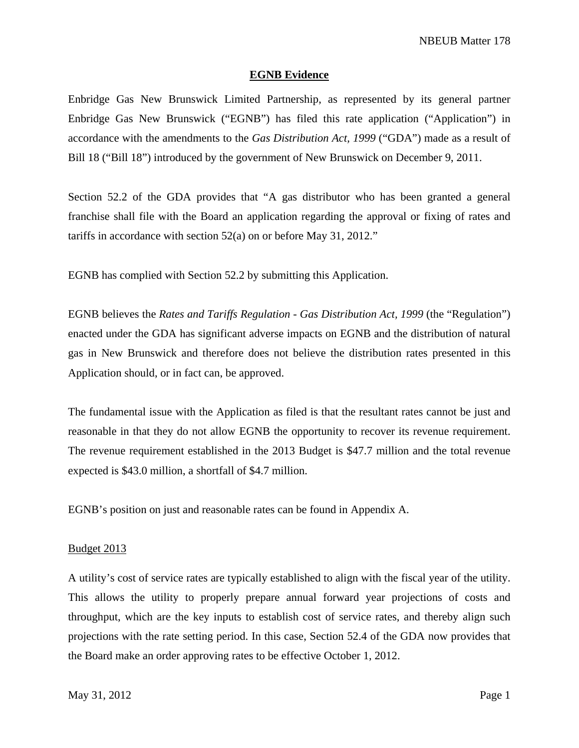## EGNB Evidence

Enbridge Gas New Brunswick Limited Partnership, as represented by its general partner Enbridge Gas New Brunswick ("EGNB") has filed this rate application ("Application") in accordance with the amendments to the *Gas Distribution Act, 1999* ("GDA") made as a result of Bill 18 ("Bill 18") introduced by the government of New Brunswick on December 9, 2011.

Section 52.2 of the GDA provides that "A gas distributor who has been granted a general franchise shall file with the Board an application regarding the approval or fixing of rates and tariffs in accordance with section 52(a) on or before May 31, 2012."

EGNB has complied with Section 52.2 by submitting this Application.

EGNB believes the *Rates and Tariffs Regulation - Gas Distribution Act, 1999* (the "Regulation") enacted under the GDA has significant adverse impacts on EGNB and the distribution of natural gas in New Brunswick and therefore does not believe the distribution rates presented in this Application should, or in fact can, be approved.

The fundamental issue with the Application as filed is that the resultant rates cannot be just and reasonable in that they do not allow EGNB the opportunity to recover its revenue requirement. The revenue requirement established in the 2013 Budget is $47.7 million and the total revenue expected is $43.0 million, a shortfall of $4.7 million.

EGNB's position on just and reasonable rates can be found in Appendix A.

### Budget 2013

A utility's cost of service rates are typically established to align with the fiscal year of the utility. This allows the utility to properly prepare annual forward year projections of costs and throughput, which are the key inputs to establish cost of service rates, and thereby align such projections with the rate setting period. In this case, Section 52.4 of the GDA now provides that the Board make an order approving rates to be effective October 1, 2012.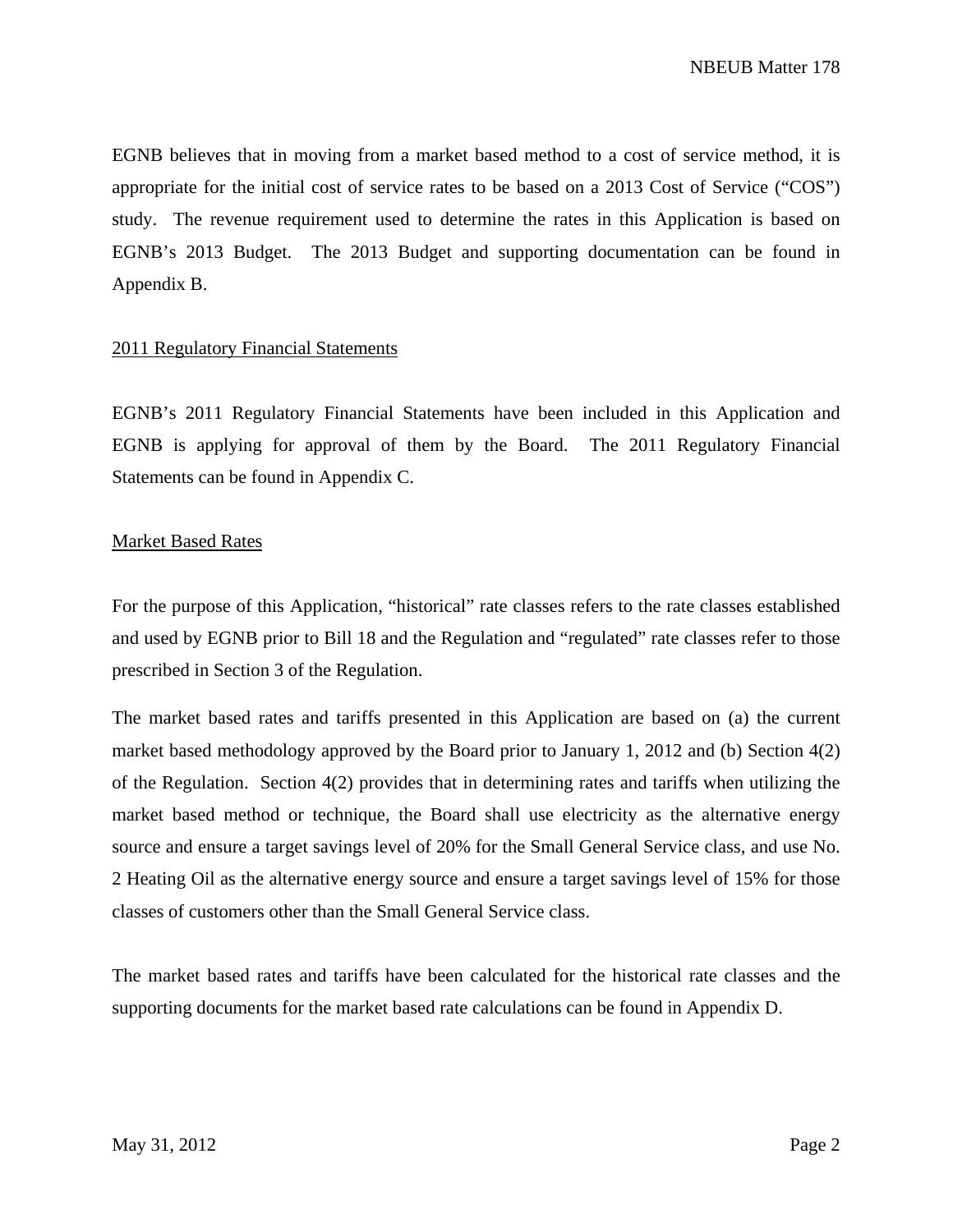EGNB believes that in moving from a market based method to a cost of service method, it is appropriate for the initial cost of service rates to be based on a 2013 Cost of Service ("COS") study. The revenue requirement used to determine the rates in this Application is based on EGNB's 2013 Budget. The 2013 Budget and supporting documentation can be found in Appendix B.

## 2011 Regulatory Financial Statements

EGNB's 2011 Regulatory Financial Statements have been included in this Application and EGNB is applying for approval of them by the Board. The 2011 Regulatory Financial Statements can be found in Appendix C.

## Market Based Rates

For the purpose of this Application, "historical" rate classes refers to the rate classes established and used by EGNB prior to Bill 18 and the Regulation and "regulated" rate classes refer to those prescribed in Section 3 of the Regulation.

The market based rates and tariffs presented in this Application are based on (a) the current market based methodology approved by the Board prior to January 1, 2012 and (b) Section 4(2) of the Regulation. Section 4(2) provides that in determining rates and tariffs when utilizing the market based method or technique, the Board shall use electricity as the alternative energy source and ensure a target savings level of 20% for the Small General Service class, and use No. 2 Heating Oil as the alternative energy source and ensure a target savings level of 15% for those classes of customers other than the Small General Service class.

The market based rates and tariffs have been calculated for the historical rate classes and the supporting documents for the market based rate calculations can be found in Appendix D.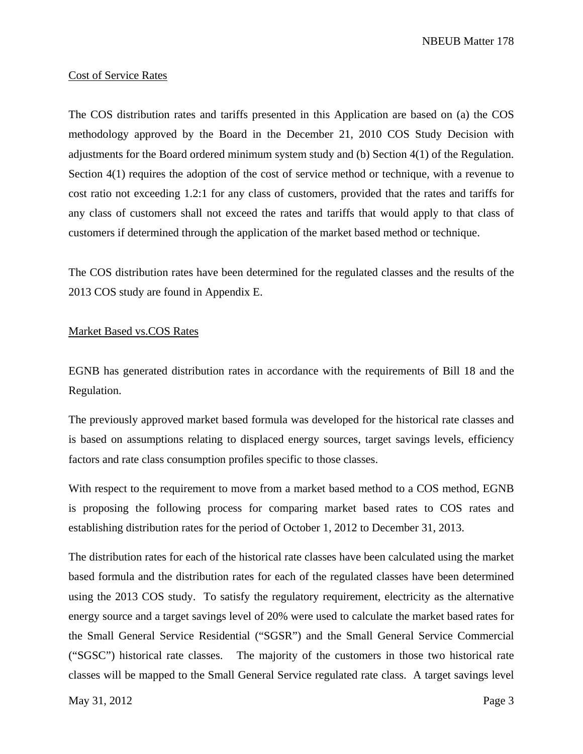Cost of Service Rates

The COS distribution rates and tariffs presented in this Application are based on (a) the COS methodology approved by the Board in the December 21, 2010 COS Study Decision with adjustments for the Board ordered minimum system study and (b) Section 4(1) of the Regulation. Section 4(1) requires the adoption of the cost of service method or technique, with a revenue to cost ratio not exceeding 1.2:1 for any class of customers, provided that the rates and tariffs for any class of customers shall not exceed the rates and tariffs that would apply to that class of customers if determined through the application of the market based method or technique.

The COS distribution rates have been determined for the regulated classes and the results of the 2013 COS study are found in Appendix E.

Market Based vs.COS Rates

EGNB has generated distribution rates in accordance with the requirements of Bill 18 and the Regulation.

The previously approved market based formula was developed for the historical rate classes and is based on assumptions relating to displaced energy sources, target savings levels, efficiency factors and rate class consumption profiles specific to those classes.

With respect to the requirement to move from a market based method to a COS method, EGNB is proposing the following process for comparing market based rates to COS rates and establishing distribution rates for the period of October 1, 2012 to December 31, 2013.

The distribution rates for each of the historical rate classes have been calculated using the market based formula and the distribution rates for each of the regulated classes have been determined using the 2013 COS study. To satisfy the regulatory requirement, electricity as the alternative energy source and a target savings level of 20% were used to calculate the market based rates for the Small General Service Residential ("SGSR") and the Small General Service Commercial ("SGSC") historical rate classes. The majority of the customers in those two historical rate classes will be mapped to the Small General Service regulated rate class. A target savings level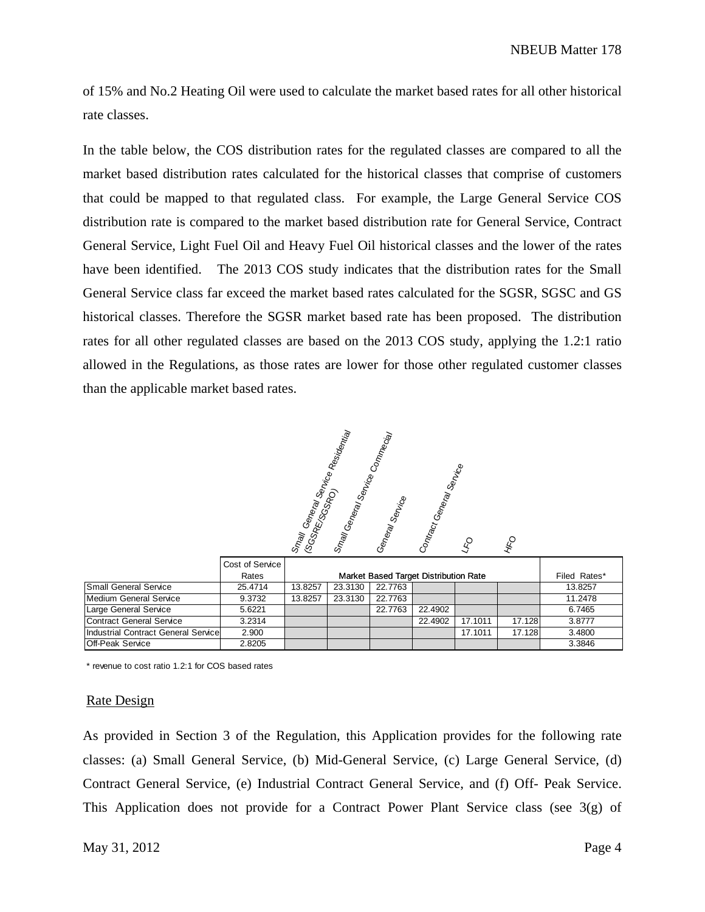of 15% and No.2 Heating Oil were used to calculate the market based rates for all other historical rate classes.

In the table below, the COS distribution rates for the regulated classes are compared to all the market based distribution rates calculated for the historical classes that comprise of customers that could be mapped to that regulated class. For example, the Large General Service COS distribution rate is compared to the market based distribution rate for General Service, Contract General Service, Light Fuel Oil and Heavy Fuel Oil historical classes and the lower of the rates have been identified. The 2013 COS study indicates that the distribution rates for the Small General Service class far exceed the market based rates calculated for the SGSR, SGSC and GS historical classes. Therefore the SGSR market based rate has been proposed. The distribution rates for all other regulated classes are based on the 2013 COS study, applying the 1.2:1 ratio allowed in the Regulations, as those rates are lower for those other regulated customer classes than the applicable market based rates.

| | Cost of Service Rates | Market Based Target Distribution Rate | | | | | | Filed Rates* |
|---|---|---|---|---|---|---|---|---|
| | | Small General Service Residential (SGSRE/SGSRO) | Small General Service Commercial | General Service | Contract General Service | LFO | HFO | |
| Small General Service | 25.4714 | 13.8257 | 23.3130 | 22.7763 | | | | 13.8257 |
| Medium General Service | 9.3732 | 13.8257 | 23.3130 | 22.7763 | | | | 11.2478 |
| Large General Service | 5.6221 | | | 22.7763 | 22.4902 | | | 6.7465 |
| Contract General Service | 3.2314 | | | | 22.4902 | 17.1011 | 17.128 | 3.8777 |
| Industrial Contract General Service | 2.900 | | | | | 17.1011 | 17.128 | 3.4800 |
| Off-Peak Service | 2.8205 | | | | | | | 3.3846 |

\* revenue to cost ratio 1.2:1 for COS based rates

## Rate Design

As provided in Section 3 of the Regulation, this Application provides for the following rate classes: (a) Small General Service, (b) Mid-General Service, (c) Large General Service, (d) Contract General Service, (e) Industrial Contract General Service, and (f) Off- Peak Service. This Application does not provide for a Contract Power Plant Service class (see 3(g) of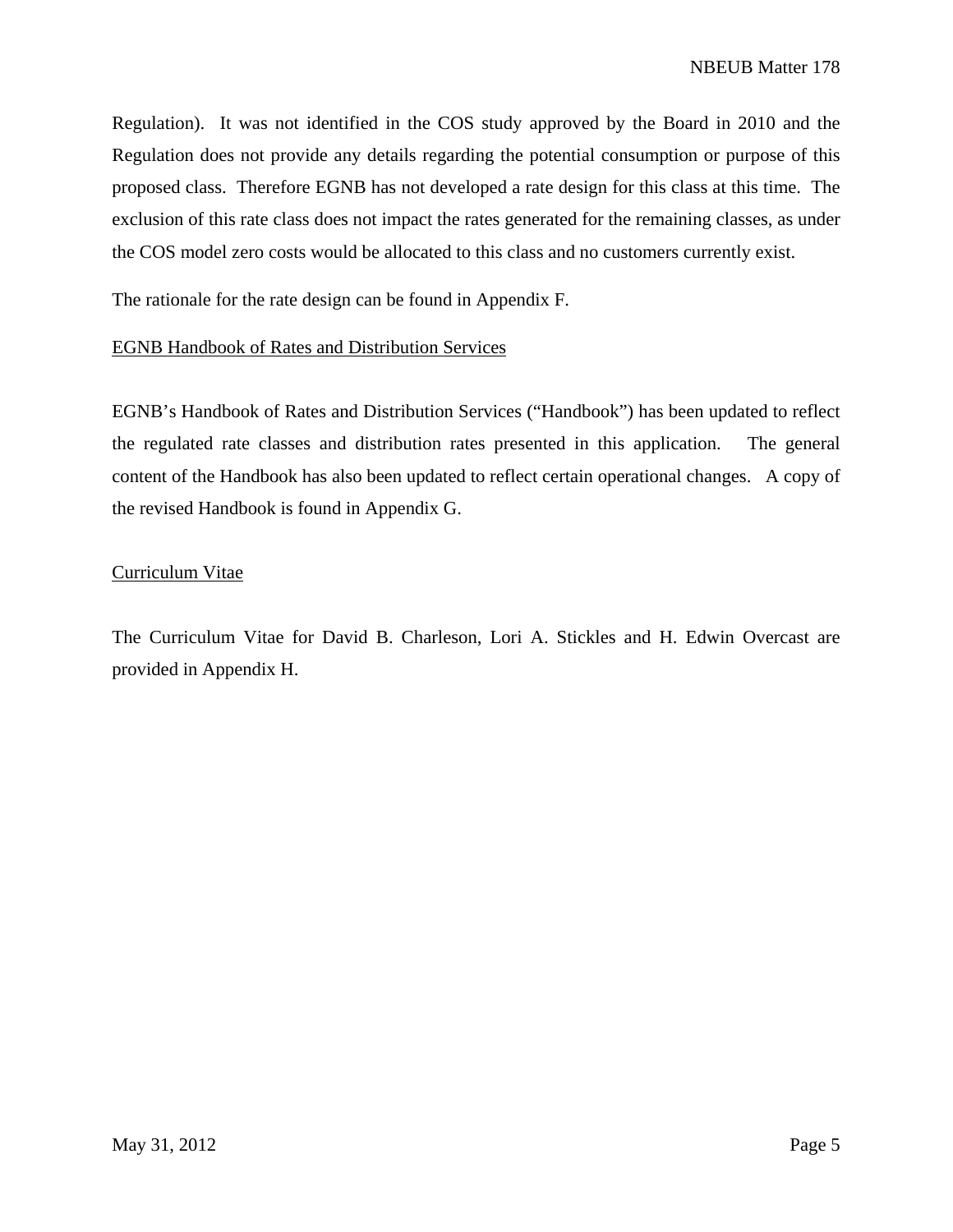Regulation). It was not identified in the COS study approved by the Board in 2010 and the Regulation does not provide any details regarding the potential consumption or purpose of this proposed class. Therefore EGNB has not developed a rate design for this class at this time. The exclusion of this rate class does not impact the rates generated for the remaining classes, as under the COS model zero costs would be allocated to this class and no customers currently exist.

The rationale for the rate design can be found in Appendix F.

EGNB Handbook of Rates and Distribution Services

EGNB's Handbook of Rates and Distribution Services ("Handbook") has been updated to reflect the regulated rate classes and distribution rates presented in this application. The general content of the Handbook has also been updated to reflect certain operational changes. A copy of the revised Handbook is found in Appendix G.

Curriculum Vitae

The Curriculum Vitae for David B. Charleson, Lori A. Stickles and H. Edwin Overcast are provided in Appendix H.